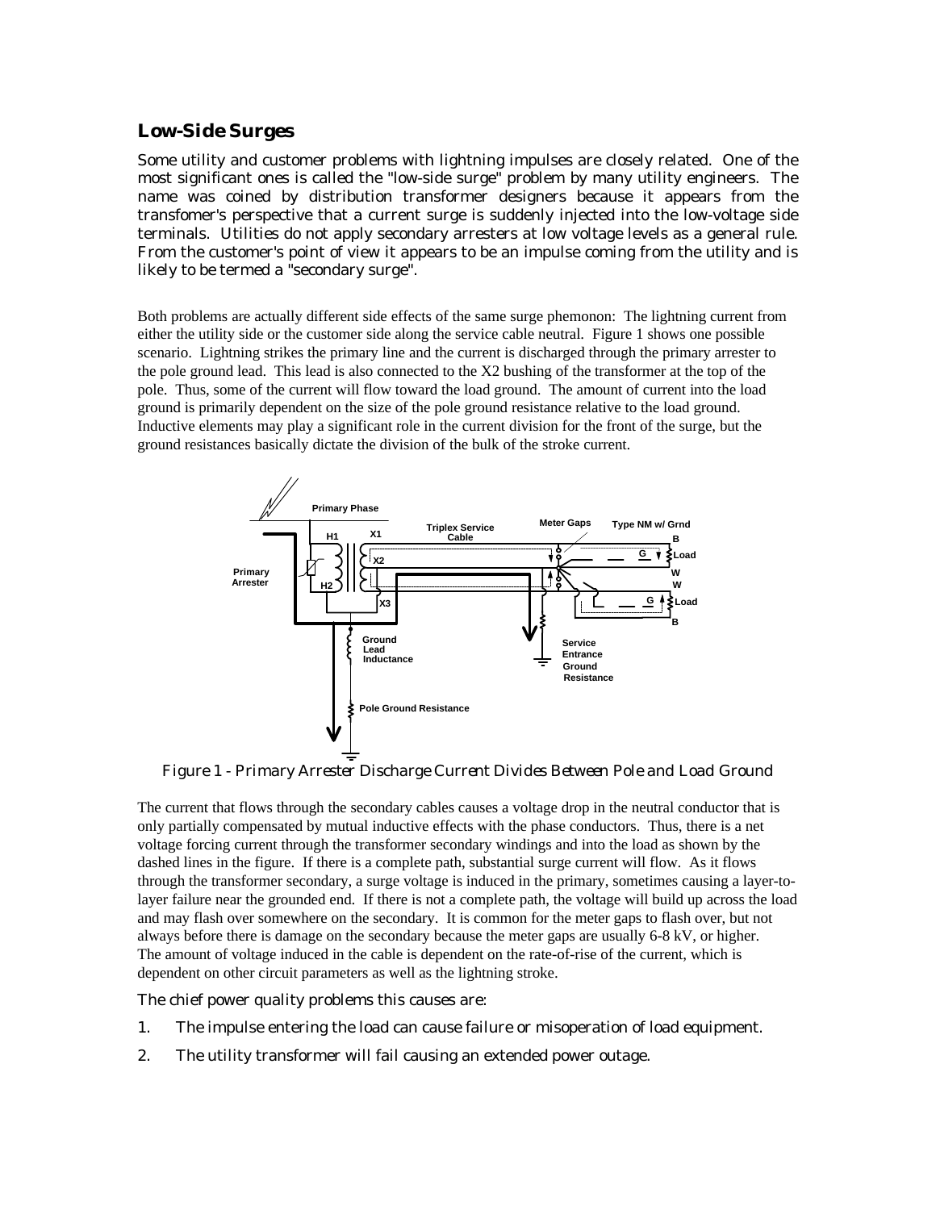## Low-Side Surges

*Some utility and customer problems with lightning impulses are closely related. One of the most significant ones is called the "low-side surge" problem by many utility engineers. The name was coined by distribution transformer designers because it appears from the transfomer's perspective that a current surge is suddenly injected into the low-voltage side terminals. Utilities do not apply secondary arresters at low voltage levels as a general rule. From the customer's point of view it appears to be an impulse coming from the utility and is likely to be termed a "secondary surge".*

Both problems are actually different side effects of the same surge phemonon: The lightning current from either the utility side or the customer side along the service cable neutral. Figure 1 shows one possible scenario. Lightning strikes the primary line and the current is discharged through the primary arrester to the pole ground lead. This lead is also connected to the X2 bushing of the transformer at the top of the pole. Thus, some of the current will flow toward the load ground. The amount of current into the load ground is primarily dependent on the size of the pole ground resistance relative to the load ground. Inductive elements may play a significant role in the current division for the front of the surge, but the ground resistances basically dictate the division of the bulk of the stroke current.

*Figure 1 - Primary Arrester Discharge Current Divides Between Pole and Load Ground*

The current that flows through the secondary cables causes a voltage drop in the neutral conductor that is only partially compensated by mutual inductive effects with the phase conductors. Thus, there is a net voltage forcing current through the transformer secondary windings and into the load as shown by the dashed lines in the figure. If there is a complete path, substantial surge current will flow. As it flows through the transformer secondary, a surge voltage is induced in the primary, sometimes causing a layer-to-layer failure near the grounded end. If there is not a complete path, the voltage will build up across the load and may flash over somewhere on the secondary. It is common for the meter gaps to flash over, but not always before there is damage on the secondary because the meter gaps are usually 6-8 kV, or higher. The amount of voltage induced in the cable is dependent on the rate-of-rise of the current, which is dependent on other circuit parameters as well as the lightning stroke.

*The chief power quality problems this causes are:*

1. *The impulse entering the load can cause failure or misoperation of load equipment.*
2. *The utility transformer will fail causing an extended power outage.*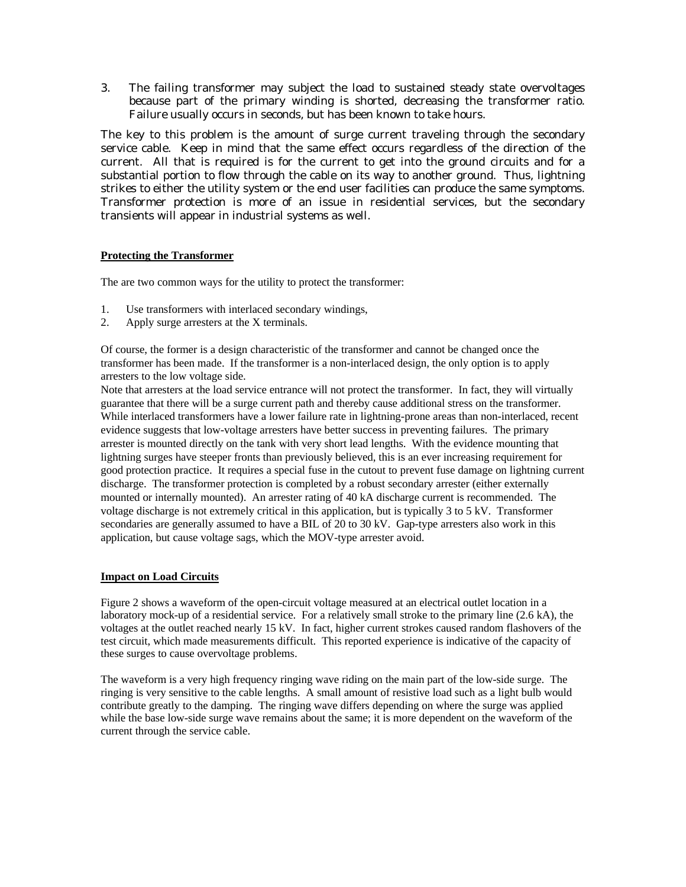3. The failing transformer may subject the load to sustained steady state overvoltages because part of the primary winding is shorted, decreasing the transformer ratio. Failure usually occurs in seconds, but has been known to take hours.

The key to this problem is the amount of surge current traveling through the secondary service cable. Keep in mind that the same effect occurs regardless of the direction of the current. All that is required is for the current to get into the ground circuits and for a substantial portion to flow through the cable on its way to another ground. Thus, lightning strikes to either the utility system or the end user facilities can produce the same symptoms. Transformer protection is more of an issue in residential services, but the secondary transients will appear in industrial systems as well.

**Protecting the Transformer**

The are two common ways for the utility to protect the transformer:

1. Use transformers with interlaced secondary windings,
2. Apply surge arresters at the X terminals.

Of course, the former is a design characteristic of the transformer and cannot be changed once the transformer has been made. If the transformer is a non-interlaced design, the only option is to apply arresters to the low voltage side.

Note that arresters at the load service entrance will not protect the transformer. In fact, they will virtually guarantee that there will be a surge current path and thereby cause additional stress on the transformer. While interlaced transformers have a lower failure rate in lightning-prone areas than non-interlaced, recent evidence suggests that low-voltage arresters have better success in preventing failures. The primary arrester is mounted directly on the tank with very short lead lengths. With the evidence mounting that lightning surges have steeper fronts than previously believed, this is an ever increasing requirement for good protection practice. It requires a special fuse in the cutout to prevent fuse damage on lightning current discharge. The transformer protection is completed by a robust secondary arrester (either externally mounted or internally mounted). An arrester rating of 40 kA discharge current is recommended. The voltage discharge is not extremely critical in this application, but is typically 3 to 5 kV. Transformer secondaries are generally assumed to have a BIL of 20 to 30 kV. Gap-type arresters also work in this application, but cause voltage sags, which the MOV-type arrester avoid.

**Impact on Load Circuits**

Figure 2 shows a waveform of the open-circuit voltage measured at an electrical outlet location in a laboratory mock-up of a residential service. For a relatively small stroke to the primary line (2.6 kA), the voltages at the outlet reached nearly 15 kV. In fact, higher current strokes caused random flashovers of the test circuit, which made measurements difficult. This reported experience is indicative of the capacity of these surges to cause overvoltage problems.

The waveform is a very high frequency ringing wave riding on the main part of the low-side surge. The ringing is very sensitive to the cable lengths. A small amount of resistive load such as a light bulb would contribute greatly to the damping. The ringing wave differs depending on where the surge was applied while the base low-side surge wave remains about the same; it is more dependent on the waveform of the current through the service cable.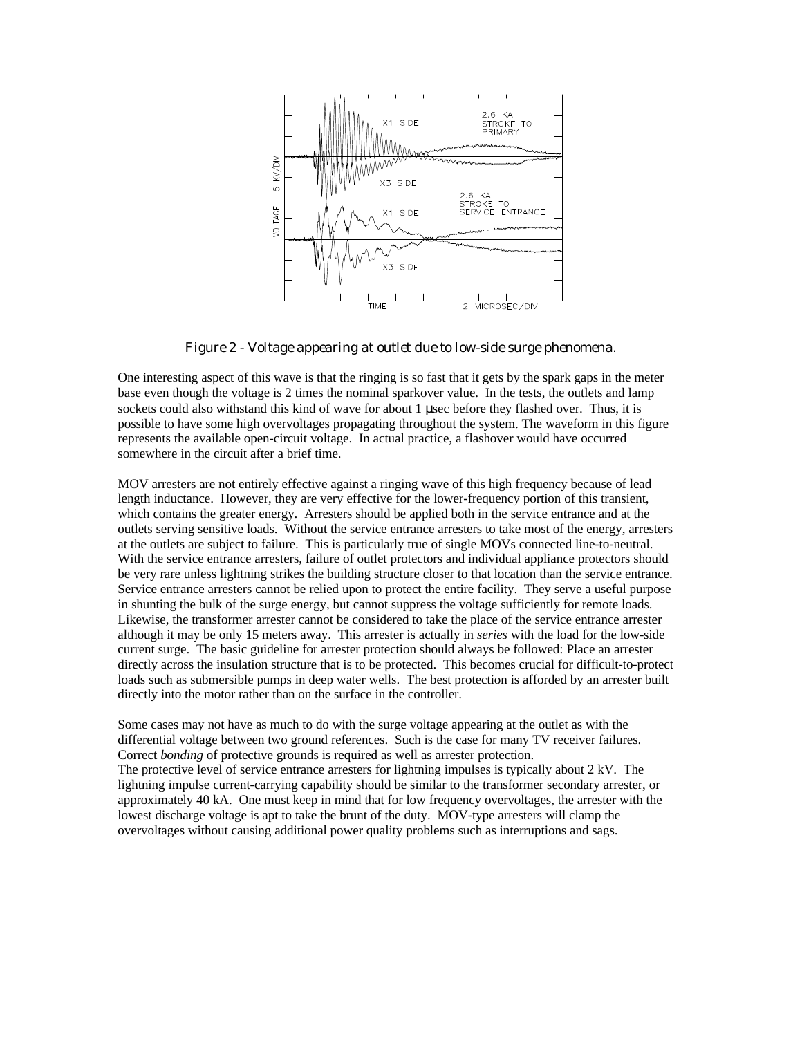X1 SIDE

2.6 KA
STROKE TO
PRIMARY

X3 SIDE

2.6 KA
STROKE TO
SERVICE ENTRANCE

X1 SIDE

X3 SIDE

VOLTAGE 5 KV/DIV

TIME

2 MICROSEC/DIV

*Figure 2 - Voltage appearing at outlet due to low-side surge phenomena.*

One interesting aspect of this wave is that the ringing is so fast that it gets by the spark gaps in the meter base even though the voltage is 2 times the nominal sparkover value. In the tests, the outlets and lamp sockets could also withstand this kind of wave for about 1 µsec before they flashed over. Thus, it is possible to have some high overvoltages propagating throughout the system. The waveform in this figure represents the available open-circuit voltage. In actual practice, a flashover would have occurred somewhere in the circuit after a brief time.

MOV arresters are not entirely effective against a ringing wave of this high frequency because of lead length inductance. However, they are very effective for the lower-frequency portion of this transient, which contains the greater energy. Arresters should be applied both in the service entrance and at the outlets serving sensitive loads. Without the service entrance arresters to take most of the energy, arresters at the outlets are subject to failure. This is particularly true of single MOVs connected line-to-neutral. With the service entrance arresters, failure of outlet protectors and individual appliance protectors should be very rare unless lightning strikes the building structure closer to that location than the service entrance. Service entrance arresters cannot be relied upon to protect the entire facility. They serve a useful purpose in shunting the bulk of the surge energy, but cannot suppress the voltage sufficiently for remote loads. Likewise, the transformer arrester cannot be considered to take the place of the service entrance arrester although it may be only 15 meters away. This arrester is actually in *series* with the load for the low-side current surge. The basic guideline for arrester protection should always be followed: Place an arrester directly across the insulation structure that is to be protected. This becomes crucial for difficult-to-protect loads such as submersible pumps in deep water wells. The best protection is afforded by an arrester built directly into the motor rather than on the surface in the controller.

Some cases may not have as much to do with the surge voltage appearing at the outlet as with the differential voltage between two ground references. Such is the case for many TV receiver failures. Correct *bonding* of protective grounds is required as well as arrester protection.

The protective level of service entrance arresters for lightning impulses is typically about 2 kV. The lightning impulse current-carrying capability should be similar to the transformer secondary arrester, or approximately 40 kA. One must keep in mind that for low frequency overvoltages, the arrester with the lowest discharge voltage is apt to take the brunt of the duty. MOV-type arresters will clamp the overvoltages without causing additional power quality problems such as interruptions and sags.